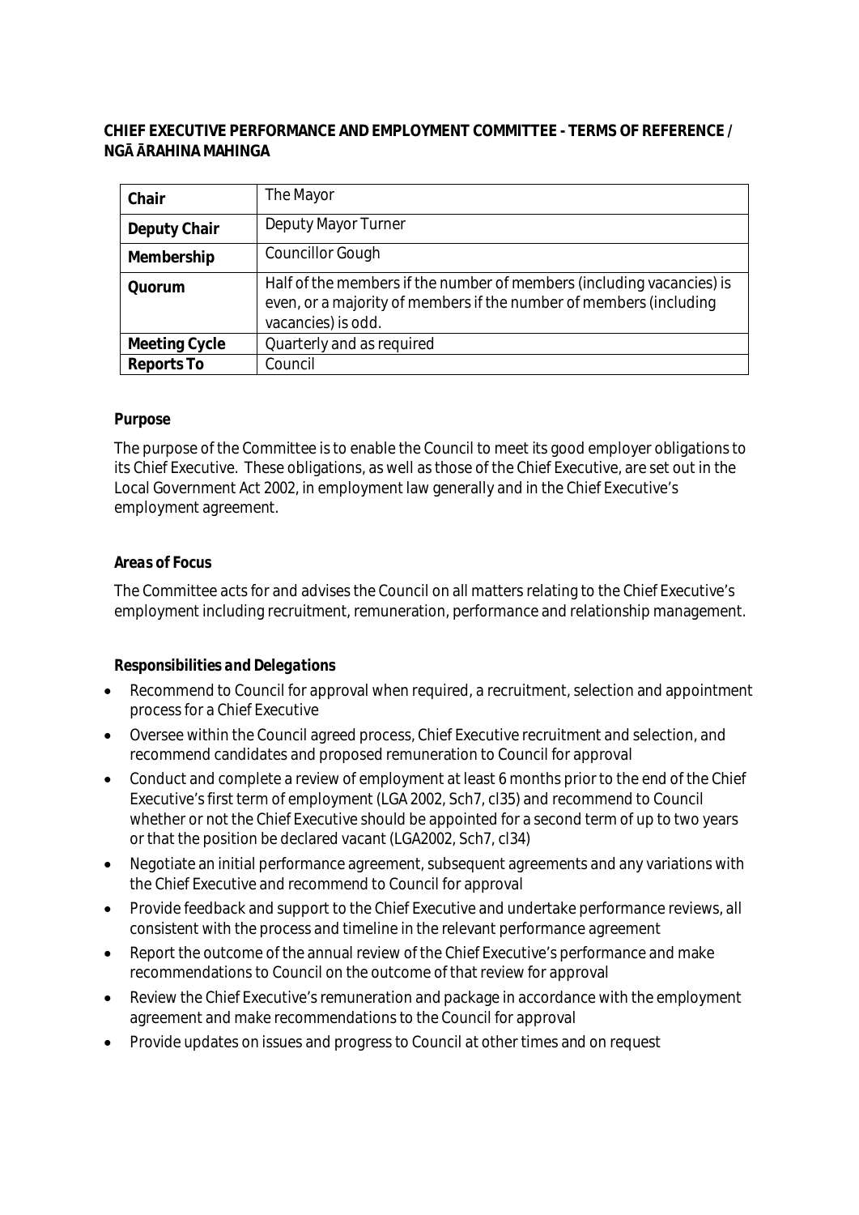**CHIEF EXECUTIVE PERFORMANCE AND EMPLOYMENT COMMITTEE - TERMS OF REFERENCE / NGĀ ĀRAHINA MAHINGA**

| **Chair** | The Mayor |
|---|---|
| **Deputy Chair** | Deputy Mayor Turner |
| **Membership** | Councillor Gough |
| **Quorum** | Half of the members if the number of members (including vacancies) is even, or a majority of members if the number of members (including vacancies) is odd. |
| **Meeting Cycle** | Quarterly and as required |
| **Reports To** | Council |

**Purpose**

The purpose of the Committee is to enable the Council to meet its good employer obligations to its Chief Executive. These obligations, as well as those of the Chief Executive, are set out in the Local Government Act 2002, in employment law generally and in the Chief Executive's employment agreement.

***Areas of Focus***

The Committee acts for and advises the Council on all matters relating to the Chief Executive's employment including recruitment, remuneration, performance and relationship management.

***Responsibilities and Delegations***

- Recommend to Council for approval when required, a recruitment, selection and appointment process for a Chief Executive
- Oversee within the Council agreed process, Chief Executive recruitment and selection, and recommend candidates and proposed remuneration to Council for approval
- Conduct and complete a review of employment at least 6 months prior to the end of the Chief Executive's first term of employment (LGA 2002, Sch7, cl35) and recommend to Council whether or not the Chief Executive should be appointed for a second term of up to two years or that the position be declared vacant (LGA2002, Sch7, cl34)
- Negotiate an initial performance agreement, subsequent agreements and any variations with the Chief Executive and recommend to Council for approval
- Provide feedback and support to the Chief Executive and undertake performance reviews, all consistent with the process and timeline in the relevant performance agreement
- Report the outcome of the annual review of the Chief Executive's performance and make recommendations to Council on the outcome of that review for approval
- Review the Chief Executive's remuneration and package in accordance with the employment agreement and make recommendations to the Council for approval
- Provide updates on issues and progress to Council at other times and on request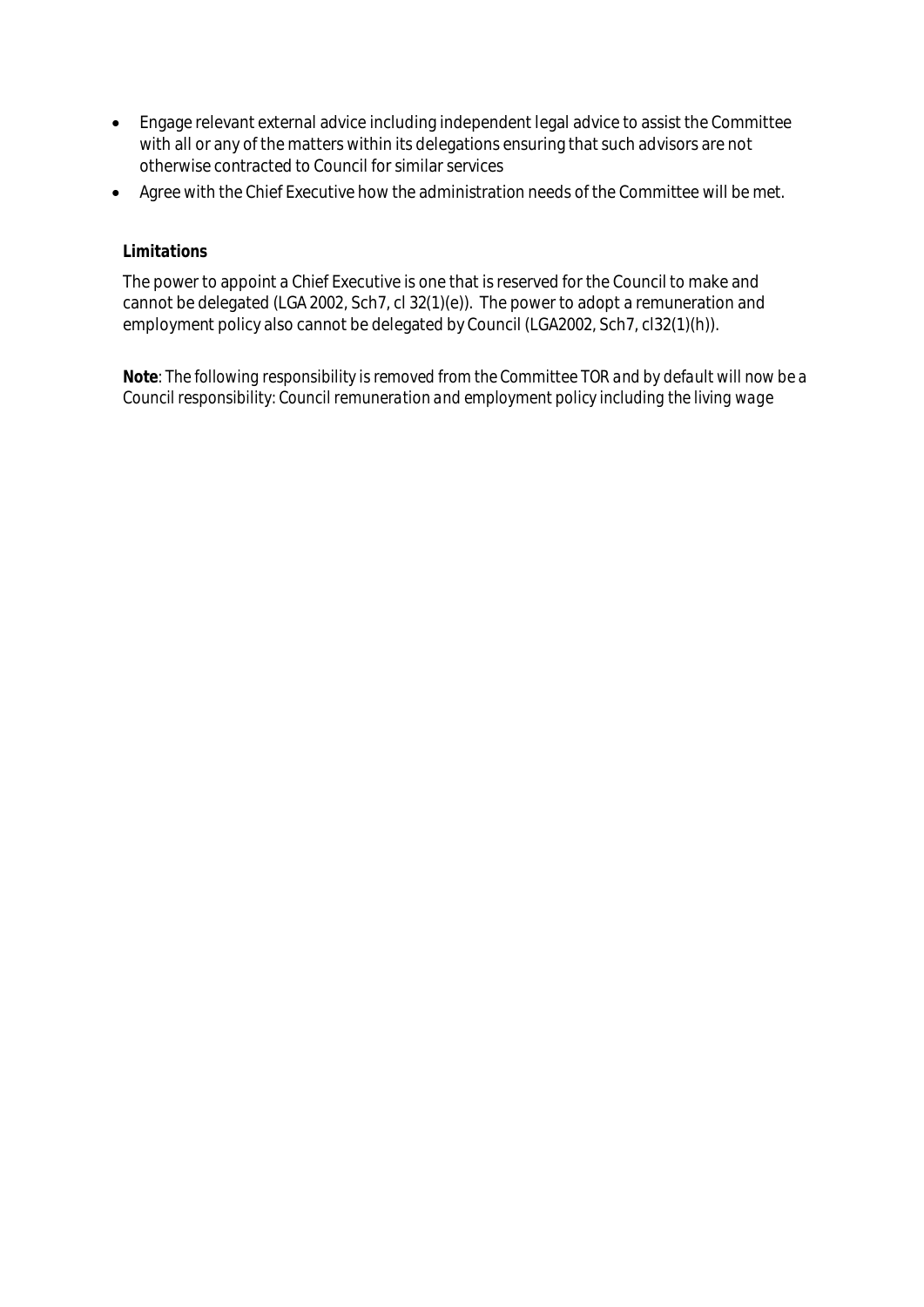- Engage relevant external advice including independent legal advice to assist the Committee with all or any of the matters within its delegations ensuring that such advisors are not otherwise contracted to Council for similar services
- Agree with the Chief Executive how the administration needs of the Committee will be met.

**Limitations**

The power to appoint a Chief Executive is one that is reserved for the Council to make and cannot be delegated (LGA 2002, Sch7, cl 32(1)(e)). The power to adopt a remuneration and employment policy also cannot be delegated by Council (LGA2002, Sch7, cl32(1)(h)).

**Note**: *The following responsibility is removed from the Committee TOR and by default will now be a Council responsibility: Council remuneration and employment policy including the living wage*